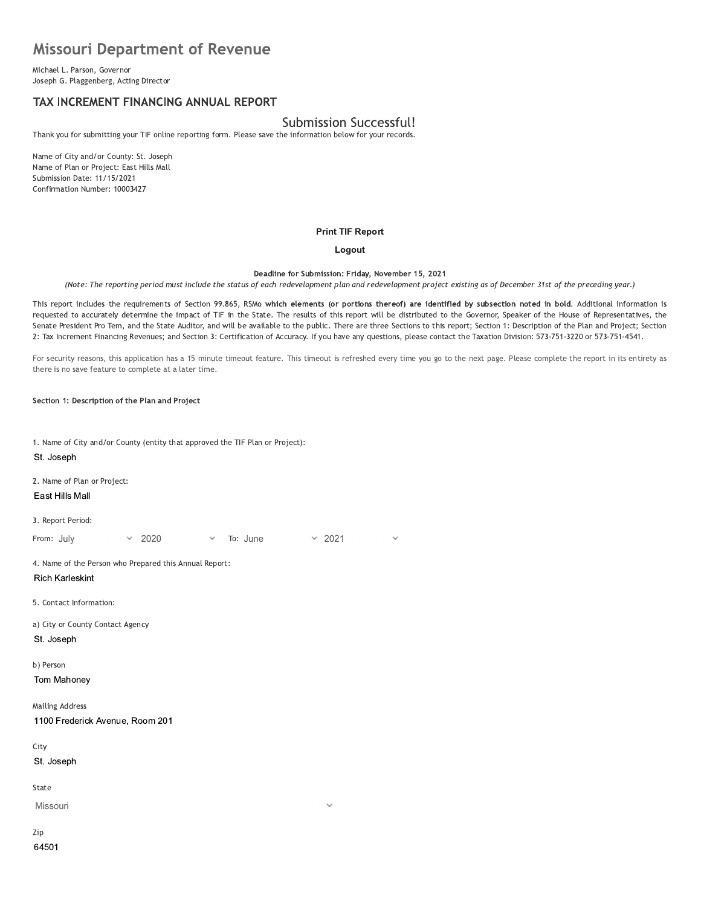# Missouri Department of Revenue

Michael L. Parson, Governor
Joseph G. Plaggenberg, Acting Director

## TAX INCREMENT FINANCING ANNUAL REPORT

### Submission Successful!

Thank you for submitting your TIF online reporting form. Please save the information below for your records.

Name of City and/or County: St. Joseph
Name of Plan or Project: East Hills Mall
Submission Date: 11/15/2021
Confirmation Number: 10003427

**Print TIF Report**

**Logout**

**Deadline for Submission: Friday, November 15, 2021**

*(Note: The reporting period must include the status of each redevelopment plan and redevelopment project existing as of December 31st of the preceding year.)*

This report includes the requirements of Section 99.865, RSMo **which elements (or portions thereof) are identified by subsection noted in bold**. Additional information is requested to accurately determine the impact of TIF in the State. The results of this report will be distributed to the Governor, Speaker of the House of Representatives, the Senate President Pro Tem, and the State Auditor, and will be available to the public. There are three Sections to this report; Section 1: Description of the Plan and Project; Section 2: Tax Increment Financing Revenues; and Section 3: Certification of Accuracy. If you have any questions, please contact the Taxation Division: 573-751-3220 or 573-751-4541.

For security reasons, this application has a 15 minute timeout feature. This timeout is refreshed every time you go to the next page. Please complete the report in its entirety as there is no save feature to complete at a later time.

**Section 1: Description of the Plan and Project**

1. Name of City and/or County (entity that approved the TIF Plan or Project):

St. Joseph

2. Name of Plan or Project:

East Hills Mall

3. Report Period:

From: July 2020 To: June 2021

4. Name of the Person who Prepared this Annual Report:

Rich Karleskint

5. Contact Information:

a) City or County Contact Agency

St. Joseph

b) Person

Tom Mahoney

Mailing Address

1100 Frederick Avenue, Room 201

City

St. Joseph

State

Missouri

Zip

64501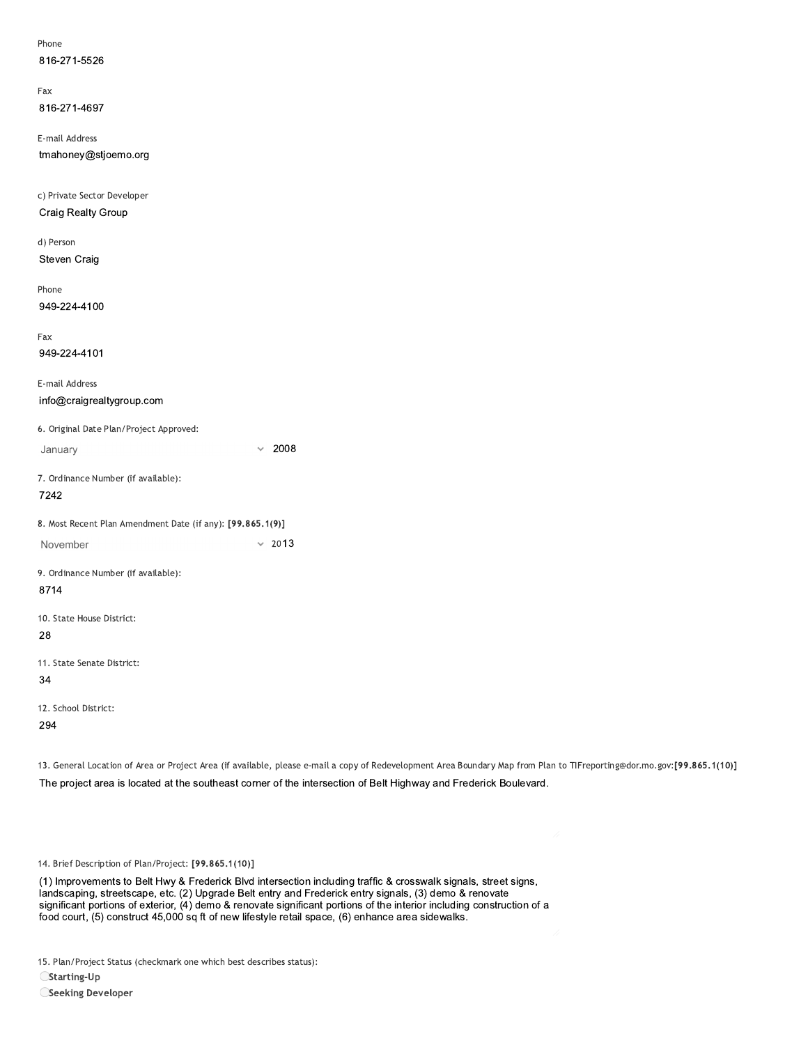Phone

816-271-5526

Fax

816-271-4697

E-mail Address

tmahoney@stjoemo.org

c) Private Sector Developer

Craig Realty Group

d) Person

Steven Craig

Phone

949-224-4100

Fax

949-224-4101

E-mail Address

info@craigrealtygroup.com

6. Original Date Plan/Project Approved:

January 2008

7. Ordinance Number (if available):

7242

8. Most Recent Plan Amendment Date (if any): **[99.865.1(9)]**

November 2013

9. Ordinance Number (if available):

8714

10. State House District:

28

11. State Senate District:

34

12. School District:

294

13. General Location of Area or Project Area (if available, please e-mail a copy of Redevelopment Area Boundary Map from Plan to TIFreporting@dor.mo.gov:**[99.865.1(10)]**

The project area is located at the southeast corner of the intersection of Belt Highway and Frederick Boulevard.

14. Brief Description of Plan/Project: **[99.865.1(10)]**

(1) Improvements to Belt Hwy & Frederick Blvd intersection including traffic & crosswalk signals, street signs, landscaping, streetscape, etc. (2) Upgrade Belt entry and Frederick entry signals, (3) demo & renovate significant portions of exterior, (4) demo & renovate significant portions of the interior including construction of a food court, (5) construct 45,000 sq ft of new lifestyle retail space, (6) enhance area sidewalks.

15. Plan/Project Status (checkmark one which best describes status):

- **Starting-Up**
- **Seeking Developer**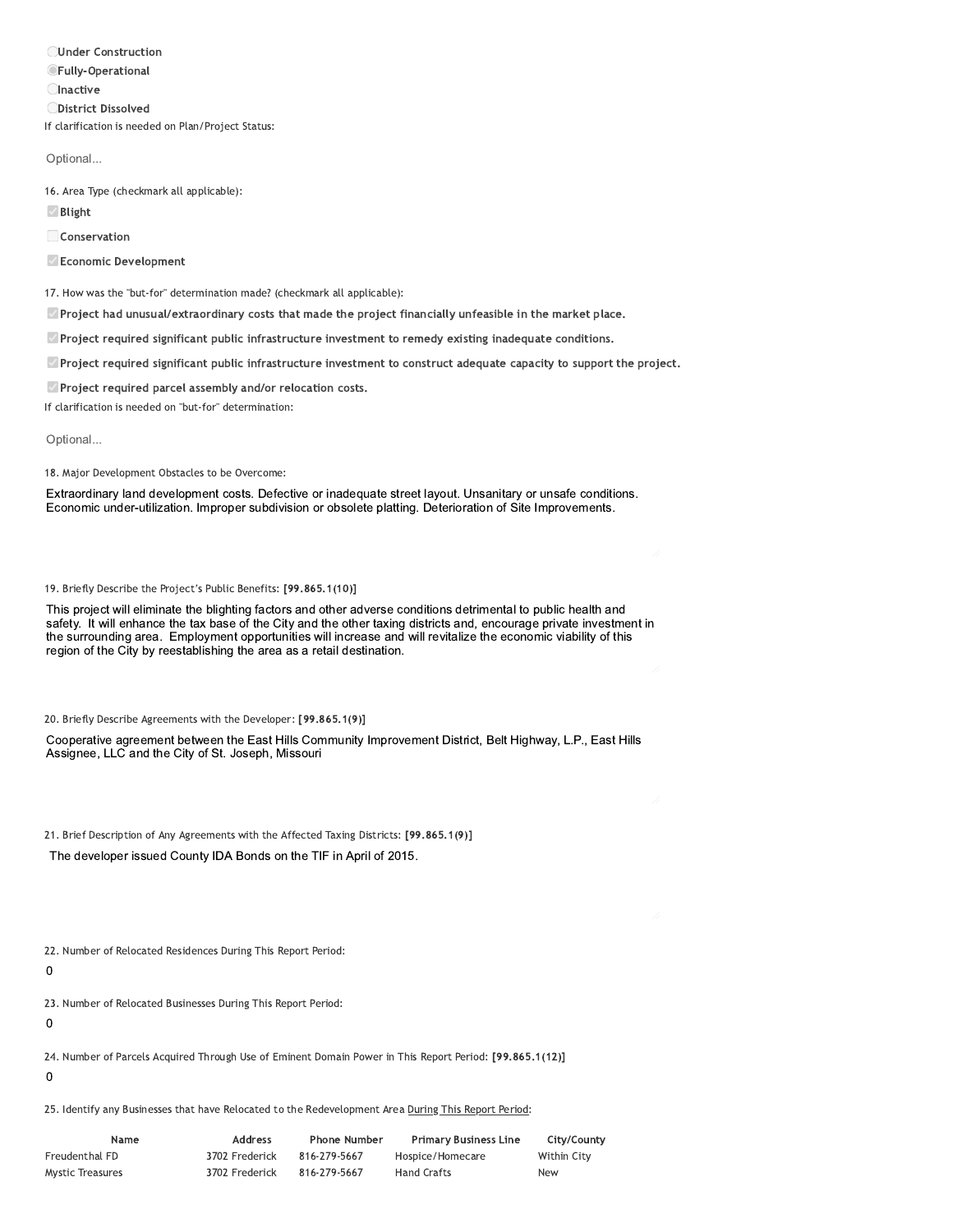- ○ **Under Construction**
- ◉ **Fully-Operational**
- ○ **Inactive**
- ○ **District Dissolved**

If clarification is needed on Plan/Project Status:

Optional...

16. Area Type (checkmark all applicable):

- ☑ **Blight**
- ☐ **Conservation**
- ☑ **Economic Development**

17. How was the "but-for" determination made? (checkmark all applicable):

- ☑ **Project had unusual/extraordinary costs that made the project financially unfeasible in the market place.**
- ☑ **Project required significant public infrastructure investment to remedy existing inadequate conditions.**
- ☑ **Project required significant public infrastructure investment to construct adequate capacity to support the project.**
- ☑ **Project required parcel assembly and/or relocation costs.**

If clarification is needed on "but-for" determination:

Optional...

18. Major Development Obstacles to be Overcome:

Extraordinary land development costs. Defective or inadequate street layout. Unsanitary or unsafe conditions. Economic under-utilization. Improper subdivision or obsolete platting. Deterioration of Site Improvements.

19. Briefly Describe the Project's Public Benefits: **[99.865.1(10)]**

This project will eliminate the blighting factors and other adverse conditions detrimental to public health and safety. It will enhance the tax base of the City and the other taxing districts and, encourage private investment in the surrounding area. Employment opportunities will increase and will revitalize the economic viability of this region of the City by reestablishing the area as a retail destination.

20. Briefly Describe Agreements with the Developer: **[99.865.1(9)]**

Cooperative agreement between the East Hills Community Improvement District, Belt Highway, L.P., East Hills Assignee, LLC and the City of St. Joseph, Missouri

21. Brief Description of Any Agreements with the Affected Taxing Districts: **[99.865.1(9)]**

The developer issued County IDA Bonds on the TIF in April of 2015.

22. Number of Relocated Residences During This Report Period:

0

23. Number of Relocated Businesses During This Report Period:

0

24. Number of Parcels Acquired Through Use of Eminent Domain Power in This Report Period: **[99.865.1(12)]**

0

25. Identify any Businesses that have Relocated to the Redevelopment Area During This Report Period:

| Name | Address | Phone Number | Primary Business Line | City/County |
|---|---|---|---|---|
| Freudenthal FD | 3702 Frederick | 816-279-5667 | Hospice/Homecare | Within City |
| Mystic Treasures | 3702 Frederick | 816-279-5667 | Hand Crafts | New |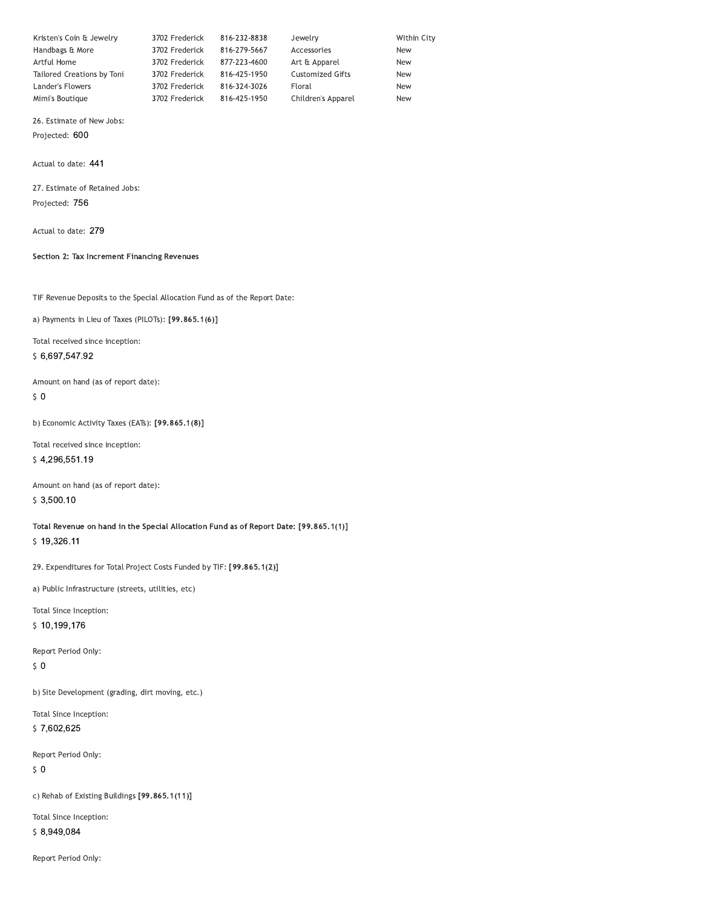| | | | | |
|---|---|---|---|---|
| Kristen's Coin & Jewelry | 3702 Frederick | 816-232-8838 | Jewelry | Within City |
| Handbags & More | 3702 Frederick | 816-279-5667 | Accessories | New |
| Artful Home | 3702 Frederick | 877-223-4600 | Art & Apparel | New |
| Tailored Creations by Toni | 3702 Frederick | 816-425-1950 | Customized Gifts | New |
| Lander's Flowers | 3702 Frederick | 816-324-3026 | Floral | New |
| Mimi's Boutique | 3702 Frederick | 816-425-1950 | Children's Apparel | New |

26. Estimate of New Jobs:

Projected: 600

Actual to date: 441

27. Estimate of Retained Jobs:

Projected: 756

Actual to date: 279

**Section 2: Tax Increment Financing Revenues**

TIF Revenue Deposits to the Special Allocation Fund as of the Report Date:

a) Payments in Lieu of Taxes (PILOTs): **[99.865.1(6)]**

Total received since inception:

$ 6,697,547.92

Amount on hand (as of report date):

$ 0

b) Economic Activity Taxes (EATs): **[99.865.1(8)]**

Total received since inception:

$ 4,296,551.19

Amount on hand (as of report date):

$ 3,500.10

**Total Revenue on hand in the Special Allocation Fund as of Report Date: [99.865.1(1)]**

$ 19,326.11

29. Expenditures for Total Project Costs Funded by TIF: **[99.865.1(2)]**

a) Public Infrastructure (streets, utilities, etc)

Total Since Inception:

$ 10,199,176

Report Period Only:

$ 0

b) Site Development (grading, dirt moving, etc.)

Total Since Inception:

$ 7,602,625

Report Period Only:

$ 0

c) Rehab of Existing Buildings **[99.865.1(11)]**

Total Since Inception:

$ 8,949,084

Report Period Only: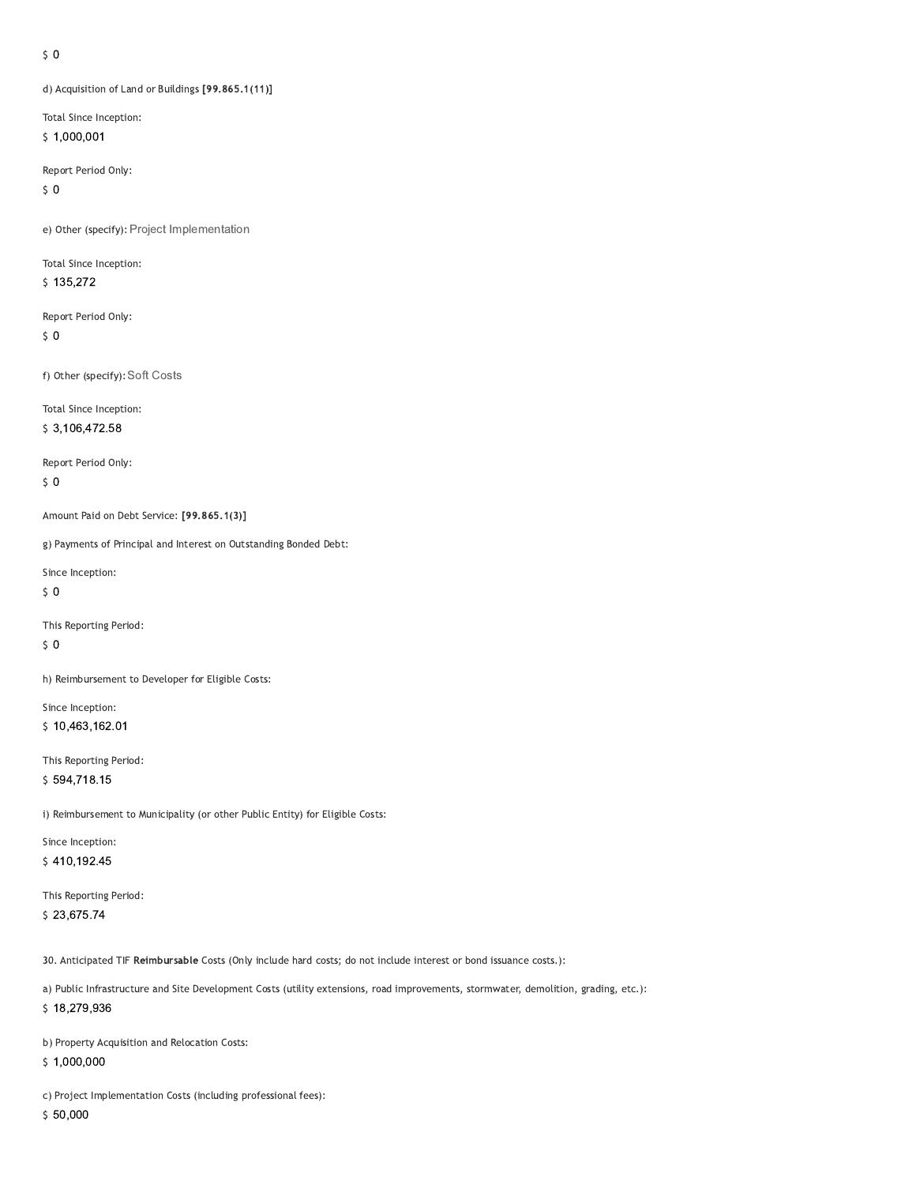$ 0

d) Acquisition of Land or Buildings **[99.865.1(11)]**

Total Since Inception:

$ 1,000,001

Report Period Only:

$ 0

e) Other (specify): Project Implementation

Total Since Inception:

$ 135,272

Report Period Only:

$ 0

f) Other (specify): Soft Costs

Total Since Inception:

$ 3,106,472.58

Report Period Only:

$ 0

Amount Paid on Debt Service: **[99.865.1(3)]**

g) Payments of Principal and Interest on Outstanding Bonded Debt:

Since Inception:

$ 0

This Reporting Period:

$ 0

h) Reimbursement to Developer for Eligible Costs:

Since Inception:

$ 10,463,162.01

This Reporting Period:

$ 594,718.15

i) Reimbursement to Municipality (or other Public Entity) for Eligible Costs:

Since Inception:

$ 410,192.45

This Reporting Period:

$ 23,675.74

30. Anticipated TIF **Reimbursable** Costs (Only include hard costs; do not include interest or bond issuance costs.):

a) Public Infrastructure and Site Development Costs (utility extensions, road improvements, stormwater, demolition, grading, etc.):

$ 18,279,936

b) Property Acquisition and Relocation Costs:

$ 1,000,000

c) Project Implementation Costs (including professional fees):

$ 50,000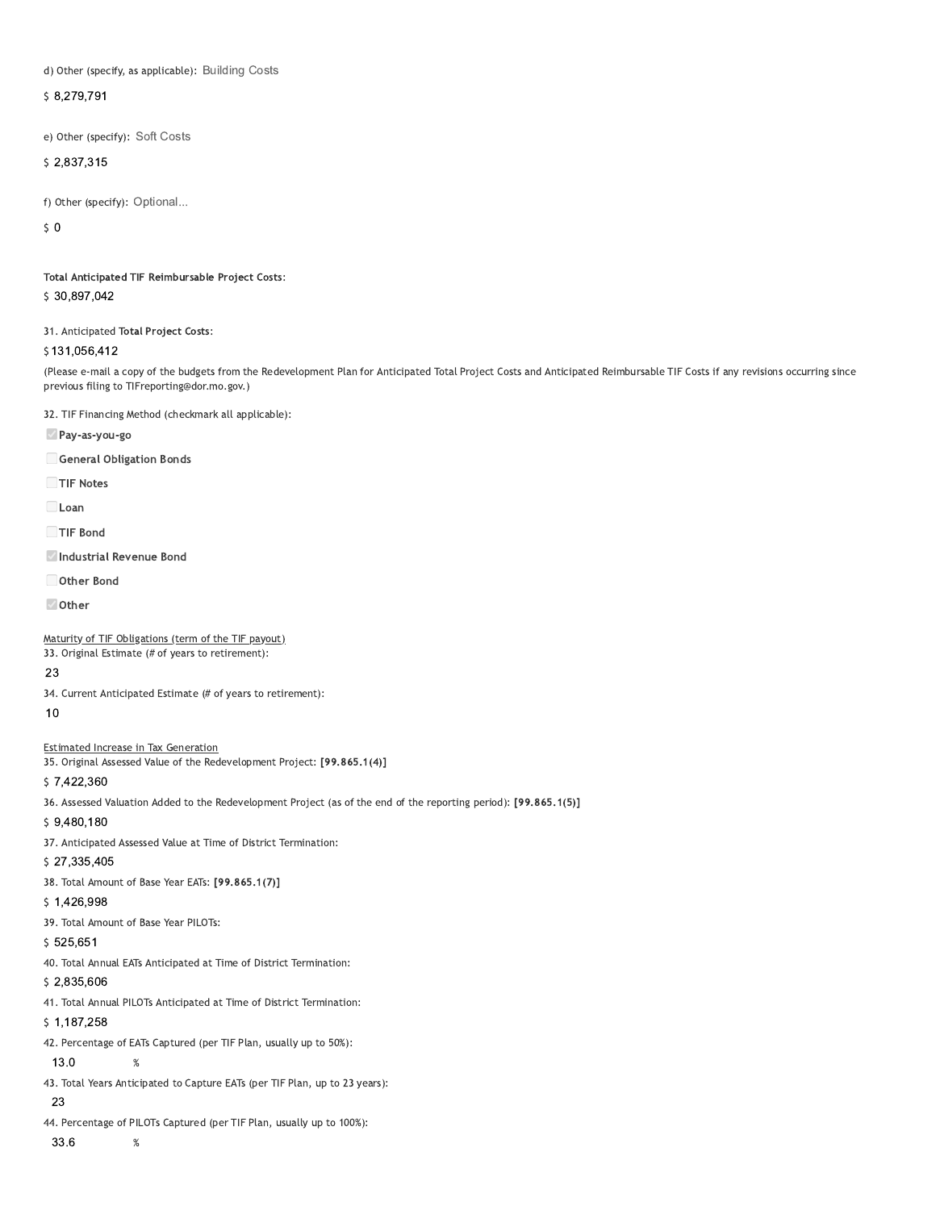d) Other (specify, as applicable): Building Costs

$ 8,279,791

e) Other (specify): Soft Costs

$ 2,837,315

f) Other (specify): Optional...

$ 0

**Total Anticipated TIF Reimbursable Project Costs:**

$ 30,897,042

31. Anticipated **Total Project Costs:**

$ 131,056,412

(Please e-mail a copy of the budgets from the Redevelopment Plan for Anticipated Total Project Costs and Anticipated Reimbursable TIF Costs if any revisions occurring since previous filing to TIFreporting@dor.mo.gov.)

32. TIF Financing Method (checkmark all applicable):

- [x] **Pay-as-you-go**
- [ ] **General Obligation Bonds**
- [ ] **TIF Notes**
- [ ] **Loan**
- [ ] **TIF Bond**
- [x] **Industrial Revenue Bond**
- [ ] **Other Bond**
- [x] **Other**

Maturity of TIF Obligations (term of the TIF payout)

33. Original Estimate (# of years to retirement):

23

34. Current Anticipated Estimate (# of years to retirement):

10

Estimated Increase in Tax Generation

35. Original Assessed Value of the Redevelopment Project: **[99.865.1(4)]**

$ 7,422,360

36. Assessed Valuation Added to the Redevelopment Project (as of the end of the reporting period): **[99.865.1(5)]**

$ 9,480,180

37. Anticipated Assessed Value at Time of District Termination:

$ 27,335,405

38. Total Amount of Base Year EATs: **[99.865.1(7)]**

$ 1,426,998

39. Total Amount of Base Year PILOTs:

$ 525,651

40. Total Annual EATs Anticipated at Time of District Termination:

$ 2,835,606

41. Total Annual PILOTs Anticipated at Time of District Termination:

$ 1,187,258

42. Percentage of EATs Captured (per TIF Plan, usually up to 50%):

13.0 %

43. Total Years Anticipated to Capture EATs (per TIF Plan, up to 23 years):

23

44. Percentage of PILOTs Captured (per TIF Plan, usually up to 100%):

33.6 %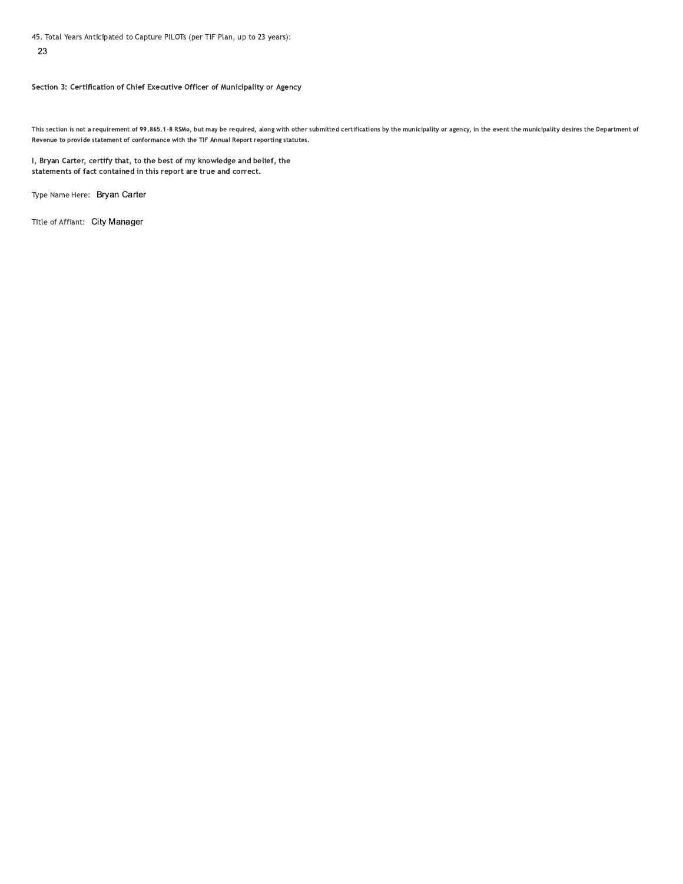45. Total Years Anticipated to Capture PILOTs (per TIF Plan, up to 23 years):

23

**Section 3: Certification of Chief Executive Officer of Municipality or Agency**

**This section is not a requirement of 99.865.1-8 RSMo, but may be required, along with other submitted certifications by the municipality or agency, in the event the municipality desires the Department of Revenue to provide statement of conformance with the TIF Annual Report reporting statutes.**

**I, Bryan Carter, certify that, to the best of my knowledge and belief, the statements of fact contained in this report are true and correct.**

Type Name Here: Bryan Carter

Title of Affiant: City Manager